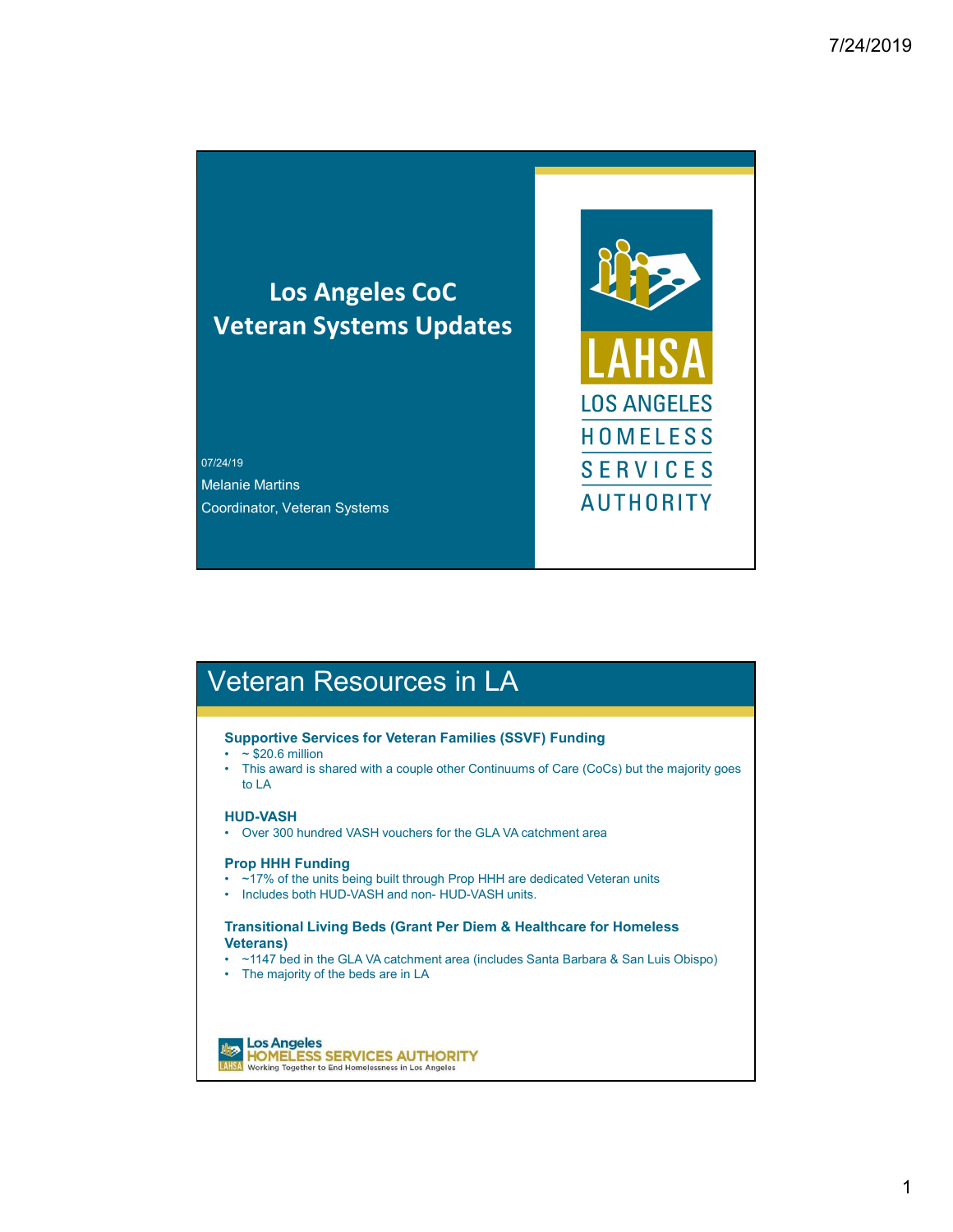# Los Angeles CoC
# Veteran Systems Updates

07/24/19

Melanie Martins

Coordinator, Veteran Systems

LAHSA

LOS ANGELES HOMELESS SERVICES AUTHORITY

## Veteran Resources in LA

**Supportive Services for Veteran Families (SSVF) Funding**

- ~ $20.6 million
- This award is shared with a couple other Continuums of Care (CoCs) but the majority goes to LA

**HUD-VASH**

- Over 300 hundred VASH vouchers for the GLA VA catchment area

**Prop HHH Funding**

- ~17% of the units being built through Prop HHH are dedicated Veteran units
- Includes both HUD-VASH and non- HUD-VASH units.

**Transitional Living Beds (Grant Per Diem & Healthcare for Homeless Veterans)**

- ~1147 bed in the GLA VA catchment area (includes Santa Barbara & San Luis Obispo)
- The majority of the beds are in LA

Los Angeles HOMELESS SERVICES AUTHORITY

Working Together to End Homelessness in Los Angeles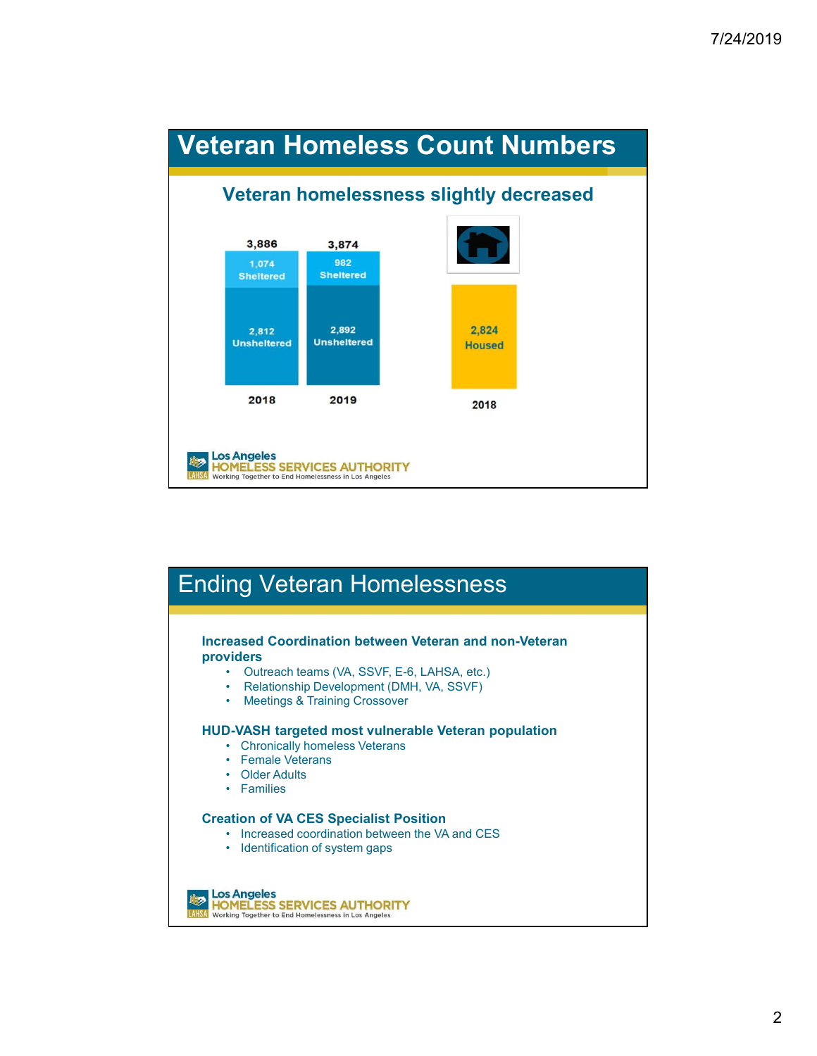## Veteran Homeless Count Numbers

### Veteran homelessness slightly decreased

| | 2018 | 2019 |
|---|---|---|
| Sheltered | 1,074 | 982 |
| Unsheltered | 2,812 | 2,892 |
| Total | 3,886 | 3,874 |

2,824 Housed (2018)

Los Angeles HOMELESS SERVICES AUTHORITY
Working Together to End Homelessness in Los Angeles

## Ending Veteran Homelessness

**Increased Coordination between Veteran and non-Veteran providers**

- Outreach teams (VA, SSVF, E-6, LAHSA, etc.)
- Relationship Development (DMH, VA, SSVF)
- Meetings & Training Crossover

**HUD-VASH targeted most vulnerable Veteran population**

- Chronically homeless Veterans
- Female Veterans
- Older Adults
- Families

**Creation of VA CES Specialist Position**

- Increased coordination between the VA and CES
- Identification of system gaps

Los Angeles HOMELESS SERVICES AUTHORITY
Working Together to End Homelessness in Los Angeles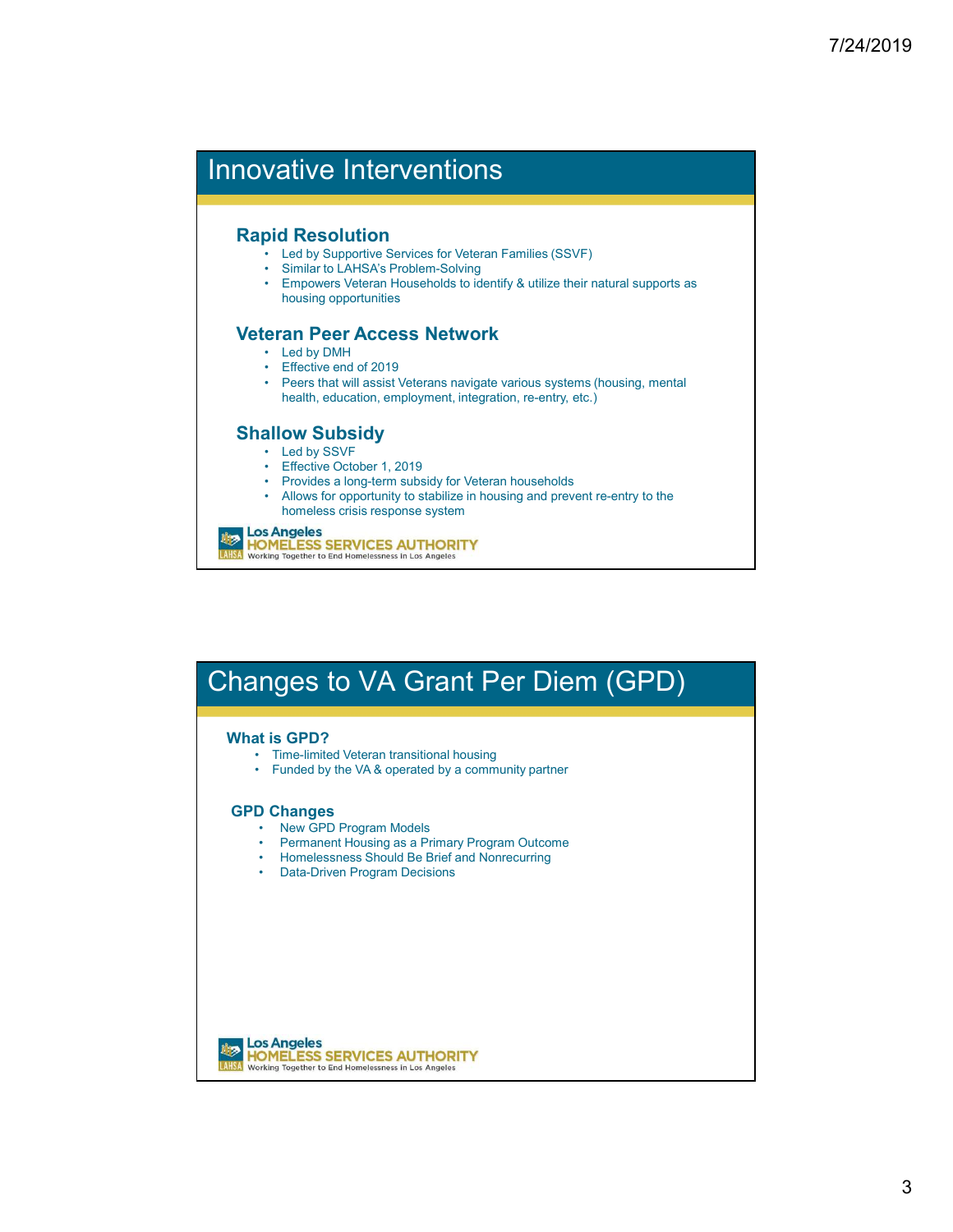## Innovative Interventions

### Rapid Resolution

- Led by Supportive Services for Veteran Families (SSVF)
- Similar to LAHSA's Problem-Solving
- Empowers Veteran Households to identify & utilize their natural supports as housing opportunities

### Veteran Peer Access Network

- Led by DMH
- Effective end of 2019
- Peers that will assist Veterans navigate various systems (housing, mental health, education, employment, integration, re-entry, etc.)

### Shallow Subsidy

- Led by SSVF
- Effective October 1, 2019
- Provides a long-term subsidy for Veteran households
- Allows for opportunity to stabilize in housing and prevent re-entry to the homeless crisis response system

Los Angeles HOMELESS SERVICES AUTHORITY
Working Together to End Homelessness in Los Angeles

## Changes to VA Grant Per Diem (GPD)

### What is GPD?

- Time-limited Veteran transitional housing
- Funded by the VA & operated by a community partner

### GPD Changes

- New GPD Program Models
- Permanent Housing as a Primary Program Outcome
- Homelessness Should Be Brief and Nonrecurring
- Data-Driven Program Decisions

Los Angeles HOMELESS SERVICES AUTHORITY
Working Together to End Homelessness in Los Angeles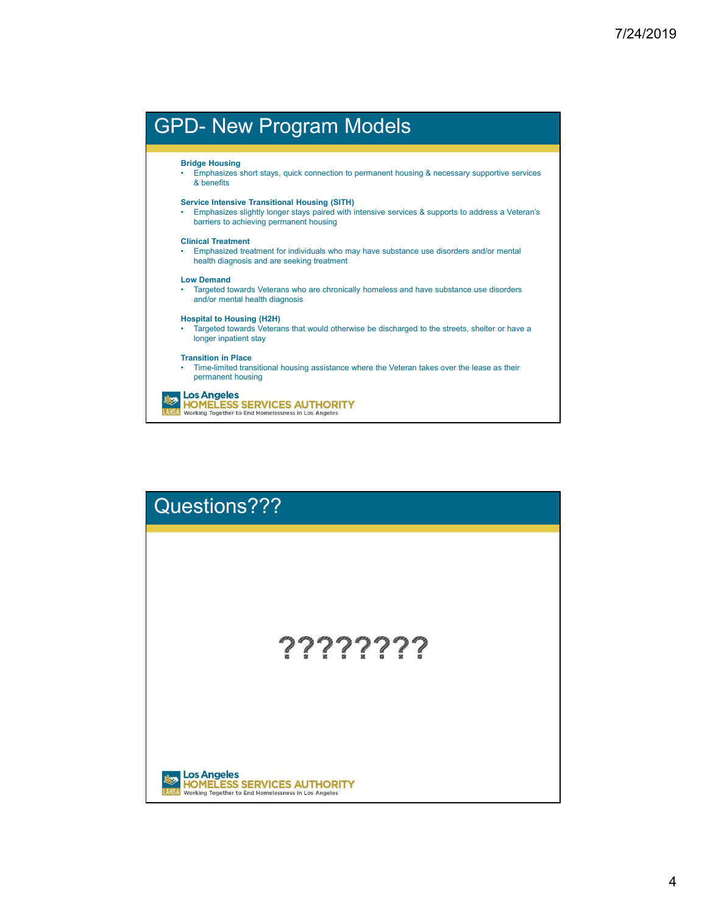## GPD- New Program Models

**Bridge Housing**
- Emphasizes short stays, quick connection to permanent housing & necessary supportive services & benefits

**Service Intensive Transitional Housing (SITH)**
- Emphasizes slightly longer stays paired with intensive services & supports to address a Veteran's barriers to achieving permanent housing

**Clinical Treatment**
- Emphasized treatment for individuals who may have substance use disorders and/or mental health diagnosis and are seeking treatment

**Low Demand**
- Targeted towards Veterans who are chronically homeless and have substance use disorders and/or mental health diagnosis

**Hospital to Housing (H2H)**
- Targeted towards Veterans that would otherwise be discharged to the streets, shelter or have a longer inpatient stay

**Transition in Place**
- Time-limited transitional housing assistance where the Veteran takes over the lease as their permanent housing

Los Angeles HOMELESS SERVICES AUTHORITY
LAHSA Working Together to End Homelessness in Los Angeles

## Questions???

????????

Los Angeles HOMELESS SERVICES AUTHORITY
LAHSA Working Together to End Homelessness in Los Angeles